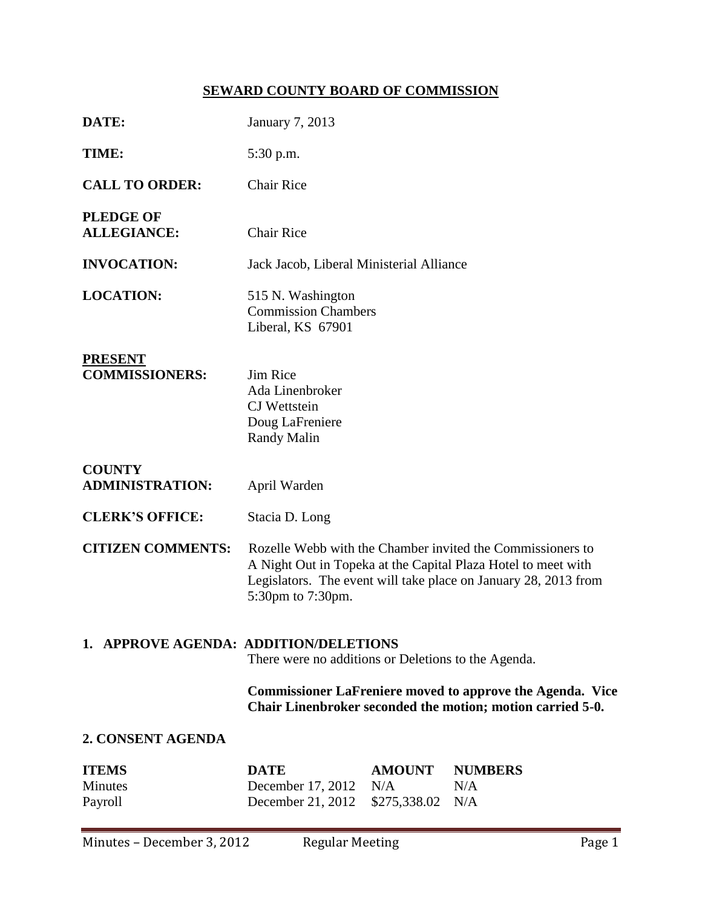# SEWARD COUNTY BOARD OF COMMISSION

**DATE:** January 7, 2013

**TIME:** 5:30 p.m.

**CALL TO ORDER:** Chair Rice

**PLEDGE OF ALLEGIANCE:** Chair Rice

**INVOCATION:** Jack Jacob, Liberal Ministerial Alliance

**LOCATION:** 515 N. Washington
Commission Chambers
Liberal, KS 67901

**PRESENT COMMISSIONERS:**
Jim Rice
Ada Linenbroker
CJ Wettstein
Doug LaFreniere
Randy Malin

**COUNTY ADMINISTRATION:** April Warden

**CLERK'S OFFICE:** Stacia D. Long

**CITIZEN COMMENTS:** Rozelle Webb with the Chamber invited the Commissioners to A Night Out in Topeka at the Capital Plaza Hotel to meet with Legislators. The event will take place on January 28, 2013 from 5:30pm to 7:30pm.

## 1. APPROVE AGENDA: ADDITION/DELETIONS

There were no additions or Deletions to the Agenda.

**Commissioner LaFreniere moved to approve the Agenda. Vice Chair Linenbroker seconded the motion; motion carried 5-0.**

## 2. CONSENT AGENDA

| ITEMS | DATE | AMOUNT | NUMBERS |
|---|---|---|---|
| Minutes | December 17, 2012 | N/A | N/A |
| Payroll | December 21, 2012 | $275,338.02 | N/A |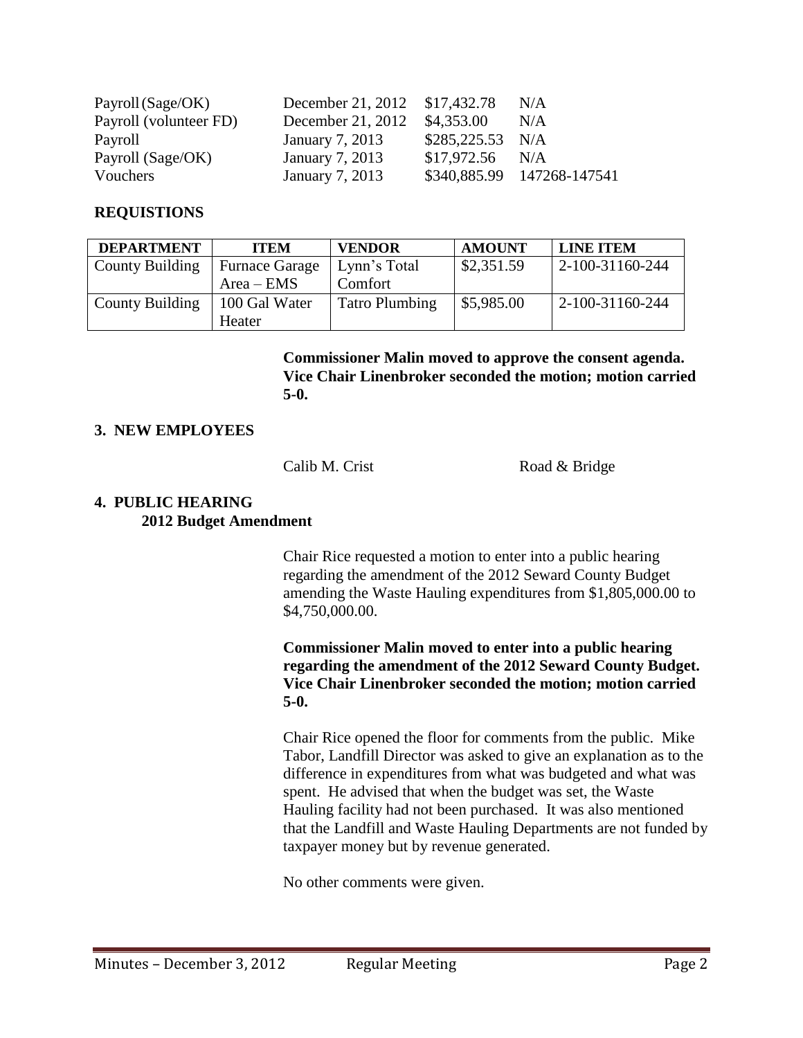| | | | |
|---|---|---|---|
| Payroll (Sage/OK) | December 21, 2012 | $17,432.78 | N/A |
| Payroll (volunteer FD) | December 21, 2012 | $4,353.00 | N/A |
| Payroll | January 7, 2013 | $285,225.53 | N/A |
| Payroll (Sage/OK) | January 7, 2013 | $17,972.56 | N/A |
| Vouchers | January 7, 2013 | $340,885.99 | 147268-147541 |

**REQUISTIONS**

| DEPARTMENT | ITEM | VENDOR | AMOUNT | LINE ITEM |
|---|---|---|---|---|
| County Building | Furnace Garage Area – EMS | Lynn's Total Comfort | $2,351.59 | 2-100-31160-244 |
| County Building | 100 Gal Water Heater | Tatro Plumbing | $5,985.00 | 2-100-31160-244 |

**Commissioner Malin moved to approve the consent agenda. Vice Chair Linenbroker seconded the motion; motion carried 5-0.**

**3. NEW EMPLOYEES**

Calib M. Crist — Road & Bridge

**4. PUBLIC HEARING**
**2012 Budget Amendment**

Chair Rice requested a motion to enter into a public hearing regarding the amendment of the 2012 Seward County Budget amending the Waste Hauling expenditures from $1,805,000.00 to $4,750,000.00.

**Commissioner Malin moved to enter into a public hearing regarding the amendment of the 2012 Seward County Budget. Vice Chair Linenbroker seconded the motion; motion carried 5-0.**

Chair Rice opened the floor for comments from the public. Mike Tabor, Landfill Director was asked to give an explanation as to the difference in expenditures from what was budgeted and what was spent. He advised that when the budget was set, the Waste Hauling facility had not been purchased. It was also mentioned that the Landfill and Waste Hauling Departments are not funded by taxpayer money but by revenue generated.

No other comments were given.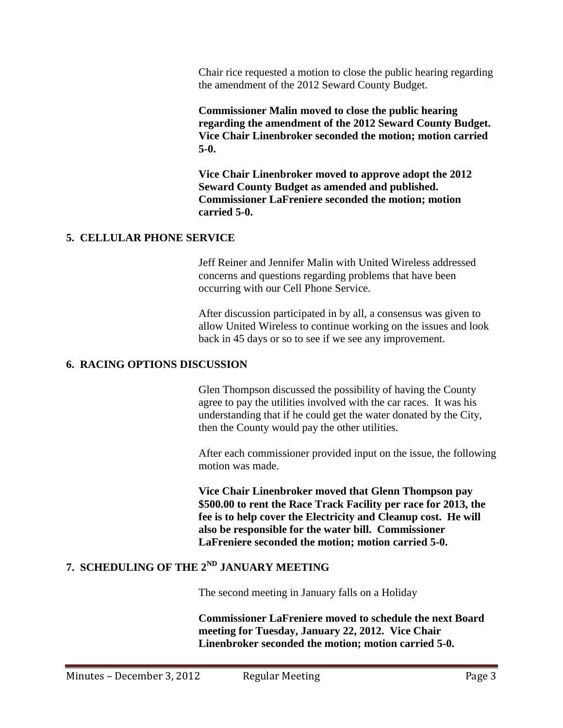Chair rice requested a motion to close the public hearing regarding the amendment of the 2012 Seward County Budget.

**Commissioner Malin moved to close the public hearing regarding the amendment of the 2012 Seward County Budget. Vice Chair Linenbroker seconded the motion; motion carried 5-0.**

**Vice Chair Linenbroker moved to approve adopt the 2012 Seward County Budget as amended and published. Commissioner LaFreniere seconded the motion; motion carried 5-0.**

## 5. CELLULAR PHONE SERVICE

Jeff Reiner and Jennifer Malin with United Wireless addressed concerns and questions regarding problems that have been occurring with our Cell Phone Service.

After discussion participated in by all, a consensus was given to allow United Wireless to continue working on the issues and look back in 45 days or so to see if we see any improvement.

## 6. RACING OPTIONS DISCUSSION

Glen Thompson discussed the possibility of having the County agree to pay the utilities involved with the car races. It was his understanding that if he could get the water donated by the City, then the County would pay the other utilities.

After each commissioner provided input on the issue, the following motion was made.

**Vice Chair Linenbroker moved that Glenn Thompson pay \$500.00 to rent the Race Track Facility per race for 2013, the fee is to help cover the Electricity and Cleanup cost. He will also be responsible for the water bill. Commissioner LaFreniere seconded the motion; motion carried 5-0.**

## 7. SCHEDULING OF THE 2ND JANUARY MEETING

The second meeting in January falls on a Holiday

**Commissioner LaFreniere moved to schedule the next Board meeting for Tuesday, January 22, 2012. Vice Chair Linenbroker seconded the motion; motion carried 5-0.**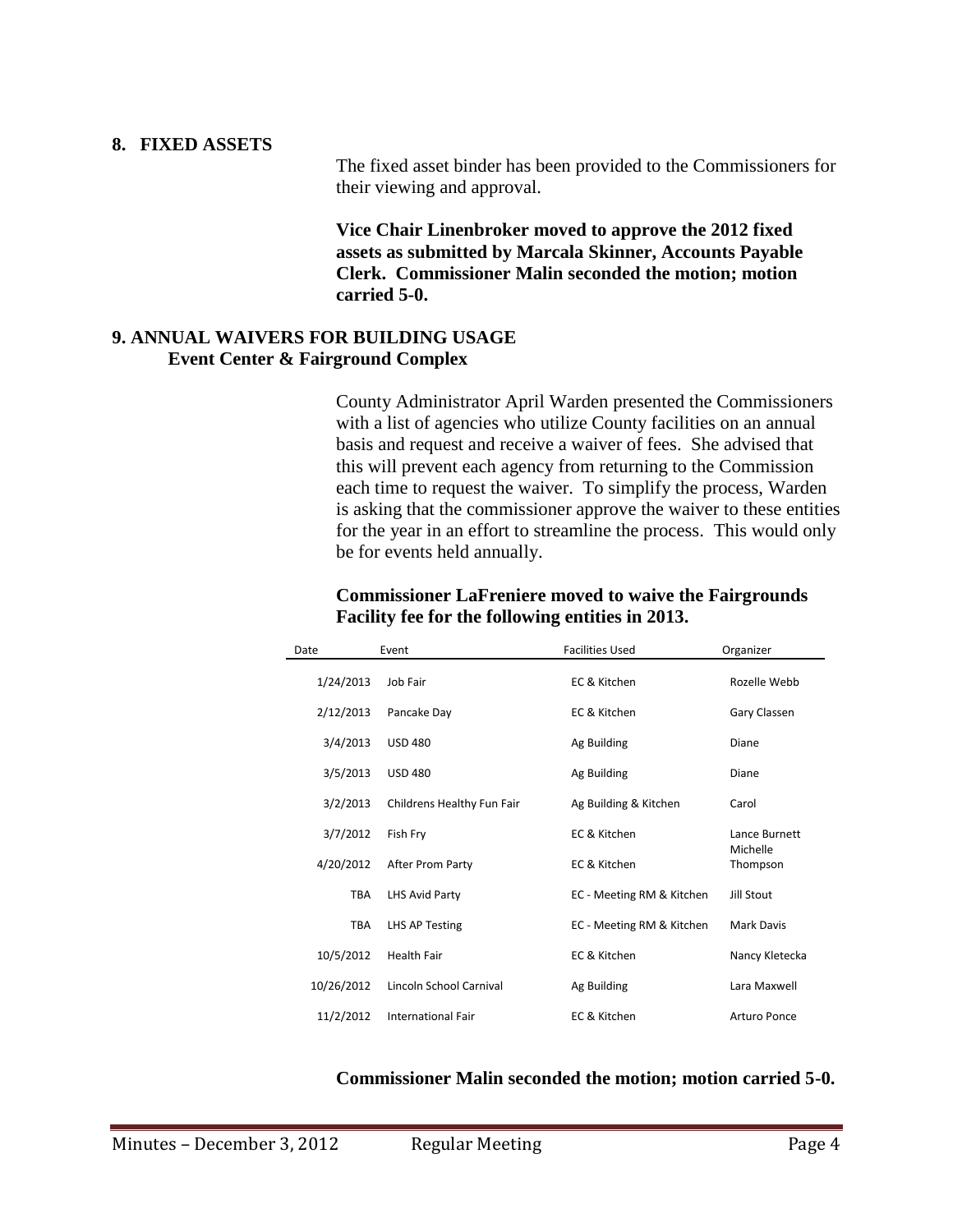## 8. FIXED ASSETS

The fixed asset binder has been provided to the Commissioners for their viewing and approval.

**Vice Chair Linenbroker moved to approve the 2012 fixed assets as submitted by Marcala Skinner, Accounts Payable Clerk. Commissioner Malin seconded the motion; motion carried 5-0.**

## 9. ANNUAL WAIVERS FOR BUILDING USAGE
### Event Center & Fairground Complex

County Administrator April Warden presented the Commissioners with a list of agencies who utilize County facilities on an annual basis and request and receive a waiver of fees. She advised that this will prevent each agency from returning to the Commission each time to request the waiver. To simplify the process, Warden is asking that the commissioner approve the waiver to these entities for the year in an effort to streamline the process. This would only be for events held annually.

**Commissioner LaFreniere moved to waive the Fairgrounds Facility fee for the following entities in 2013.**

| Date | Event | Facilities Used | Organizer |
|---|---|---|---|
| 1/24/2013 | Job Fair | EC & Kitchen | Rozelle Webb |
| 2/12/2013 | Pancake Day | EC & Kitchen | Gary Classen |
| 3/4/2013 | USD 480 | Ag Building | Diane |
| 3/5/2013 | USD 480 | Ag Building | Diane |
| 3/2/2013 | Childrens Healthy Fun Fair | Ag Building & Kitchen | Carol |
| 3/7/2012 | Fish Fry | EC & Kitchen | Lance Burnett |
| 4/20/2012 | After Prom Party | EC & Kitchen | Michelle Thompson |
| TBA | LHS Avid Party | EC - Meeting RM & Kitchen | Jill Stout |
| TBA | LHS AP Testing | EC - Meeting RM & Kitchen | Mark Davis |
| 10/5/2012 | Health Fair | EC & Kitchen | Nancy Kletecka |
| 10/26/2012 | Lincoln School Carnival | Ag Building | Lara Maxwell |
| 11/2/2012 | International Fair | EC & Kitchen | Arturo Ponce |

**Commissioner Malin seconded the motion; motion carried 5-0.**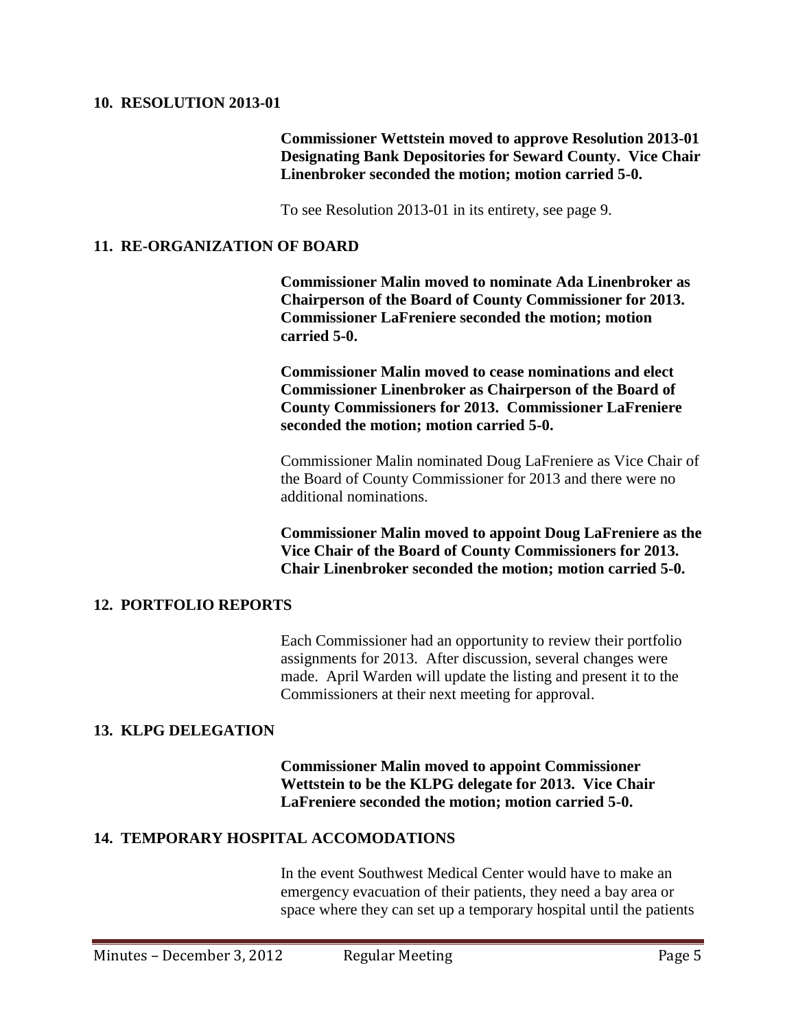## 10. RESOLUTION 2013-01

**Commissioner Wettstein moved to approve Resolution 2013-01 Designating Bank Depositories for Seward County. Vice Chair Linenbroker seconded the motion; motion carried 5-0.**

To see Resolution 2013-01 in its entirety, see page 9.

## 11. RE-ORGANIZATION OF BOARD

**Commissioner Malin moved to nominate Ada Linenbroker as Chairperson of the Board of County Commissioner for 2013. Commissioner LaFreniere seconded the motion; motion carried 5-0.**

**Commissioner Malin moved to cease nominations and elect Commissioner Linenbroker as Chairperson of the Board of County Commissioners for 2013. Commissioner LaFreniere seconded the motion; motion carried 5-0.**

Commissioner Malin nominated Doug LaFreniere as Vice Chair of the Board of County Commissioner for 2013 and there were no additional nominations.

**Commissioner Malin moved to appoint Doug LaFreniere as the Vice Chair of the Board of County Commissioners for 2013. Chair Linenbroker seconded the motion; motion carried 5-0.**

## 12. PORTFOLIO REPORTS

Each Commissioner had an opportunity to review their portfolio assignments for 2013. After discussion, several changes were made. April Warden will update the listing and present it to the Commissioners at their next meeting for approval.

## 13. KLPG DELEGATION

**Commissioner Malin moved to appoint Commissioner Wettstein to be the KLPG delegate for 2013. Vice Chair LaFreniere seconded the motion; motion carried 5-0.**

## 14. TEMPORARY HOSPITAL ACCOMODATIONS

In the event Southwest Medical Center would have to make an emergency evacuation of their patients, they need a bay area or space where they can set up a temporary hospital until the patients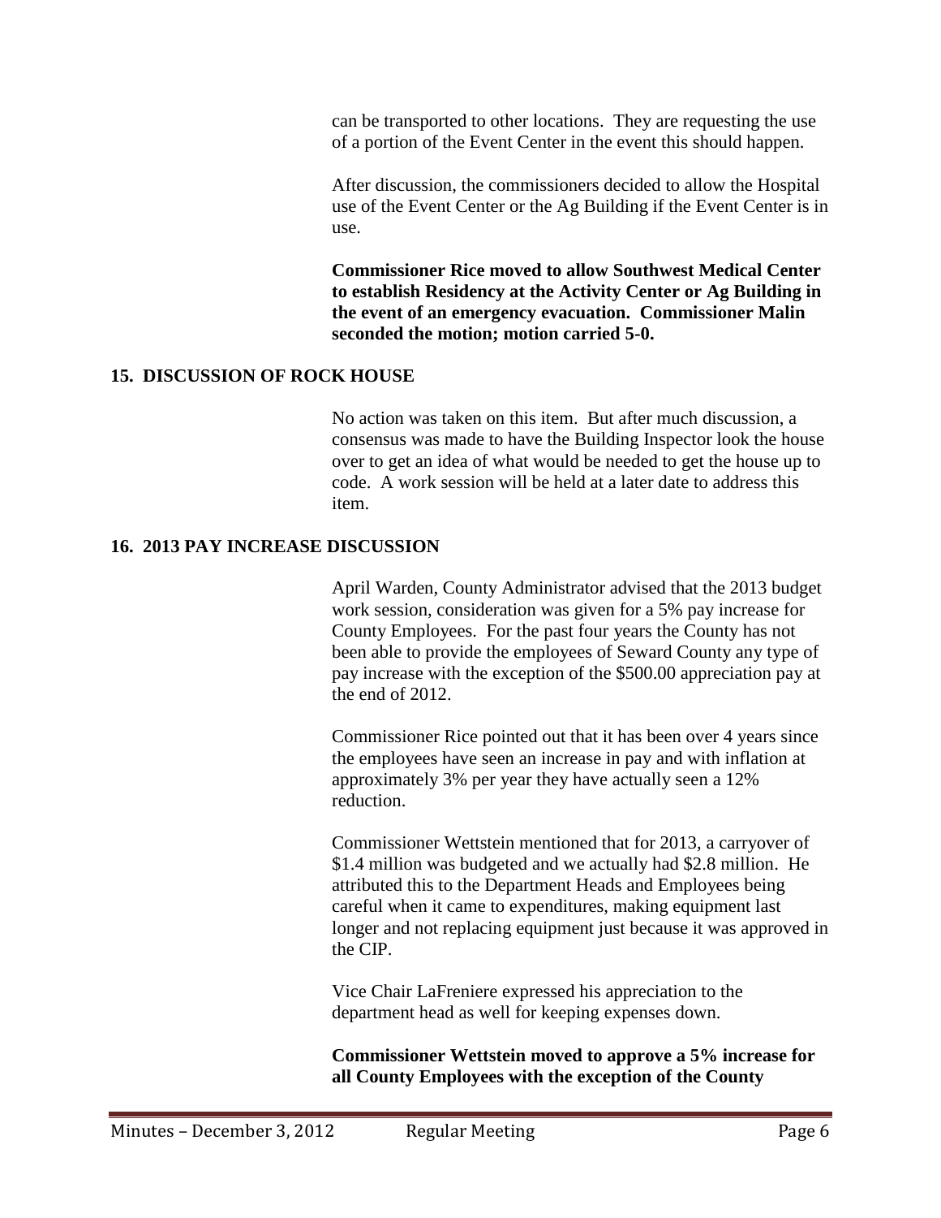can be transported to other locations. They are requesting the use of a portion of the Event Center in the event this should happen.

After discussion, the commissioners decided to allow the Hospital use of the Event Center or the Ag Building if the Event Center is in use.

**Commissioner Rice moved to allow Southwest Medical Center to establish Residency at the Activity Center or Ag Building in the event of an emergency evacuation. Commissioner Malin seconded the motion; motion carried 5-0.**

## 15. DISCUSSION OF ROCK HOUSE

No action was taken on this item. But after much discussion, a consensus was made to have the Building Inspector look the house over to get an idea of what would be needed to get the house up to code. A work session will be held at a later date to address this item.

## 16. 2013 PAY INCREASE DISCUSSION

April Warden, County Administrator advised that the 2013 budget work session, consideration was given for a 5% pay increase for County Employees. For the past four years the County has not been able to provide the employees of Seward County any type of pay increase with the exception of the $500.00 appreciation pay at the end of 2012.

Commissioner Rice pointed out that it has been over 4 years since the employees have seen an increase in pay and with inflation at approximately 3% per year they have actually seen a 12% reduction.

Commissioner Wettstein mentioned that for 2013, a carryover of $1.4 million was budgeted and we actually had $2.8 million. He attributed this to the Department Heads and Employees being careful when it came to expenditures, making equipment last longer and not replacing equipment just because it was approved in the CIP.

Vice Chair LaFreniere expressed his appreciation to the department head as well for keeping expenses down.

**Commissioner Wettstein moved to approve a 5% increase for all County Employees with the exception of the County**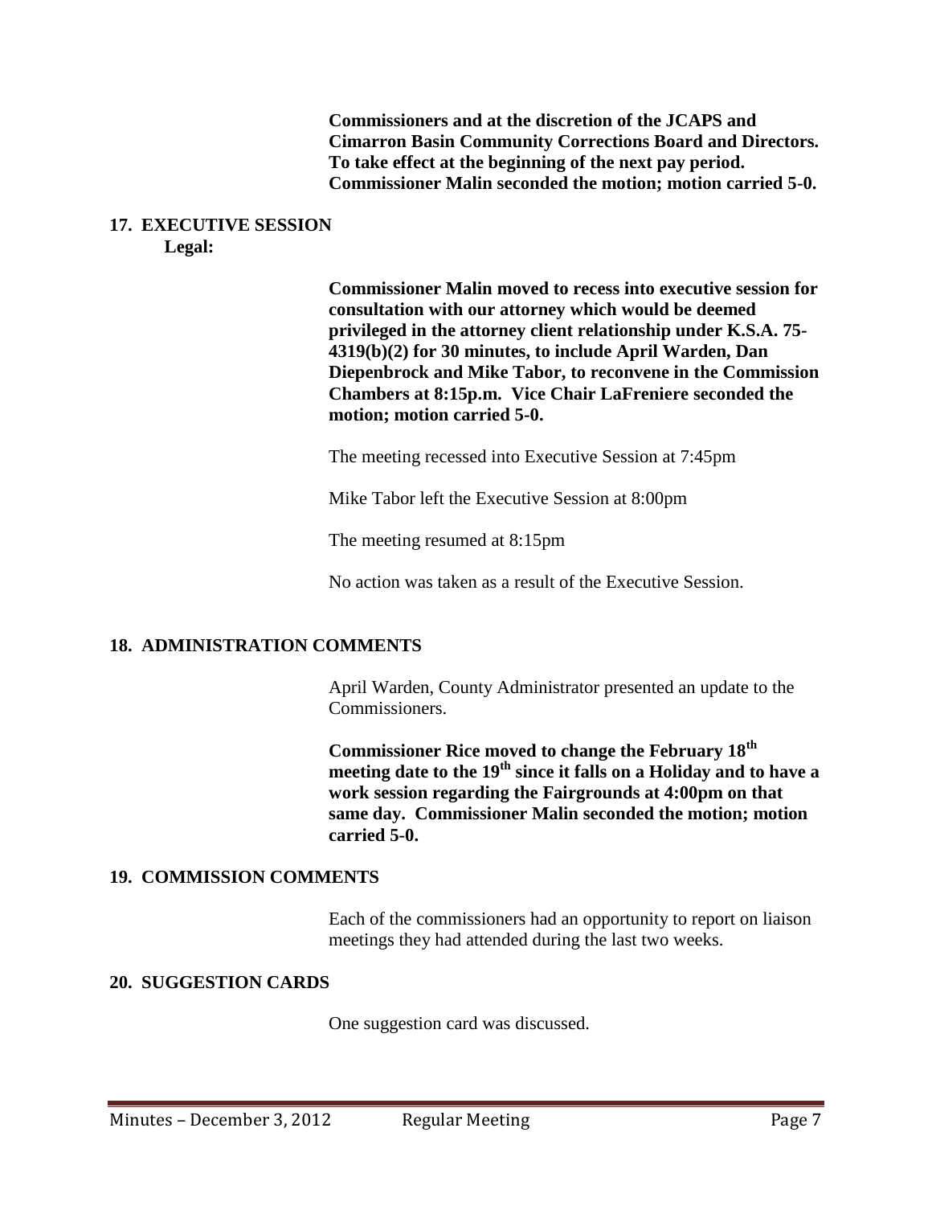**Commissioners and at the discretion of the JCAPS and Cimarron Basin Community Corrections Board and Directors. To take effect at the beginning of the next pay period. Commissioner Malin seconded the motion; motion carried 5-0.**

## 17. EXECUTIVE SESSION

**Legal:**

**Commissioner Malin moved to recess into executive session for consultation with our attorney which would be deemed privileged in the attorney client relationship under K.S.A. 75-4319(b)(2) for 30 minutes, to include April Warden, Dan Diepenbrock and Mike Tabor, to reconvene in the Commission Chambers at 8:15p.m. Vice Chair LaFreniere seconded the motion; motion carried 5-0.**

The meeting recessed into Executive Session at 7:45pm

Mike Tabor left the Executive Session at 8:00pm

The meeting resumed at 8:15pm

No action was taken as a result of the Executive Session.

## 18. ADMINISTRATION COMMENTS

April Warden, County Administrator presented an update to the Commissioners.

**Commissioner Rice moved to change the February 18th meeting date to the 19th since it falls on a Holiday and to have a work session regarding the Fairgrounds at 4:00pm on that same day. Commissioner Malin seconded the motion; motion carried 5-0.**

## 19. COMMISSION COMMENTS

Each of the commissioners had an opportunity to report on liaison meetings they had attended during the last two weeks.

## 20. SUGGESTION CARDS

One suggestion card was discussed.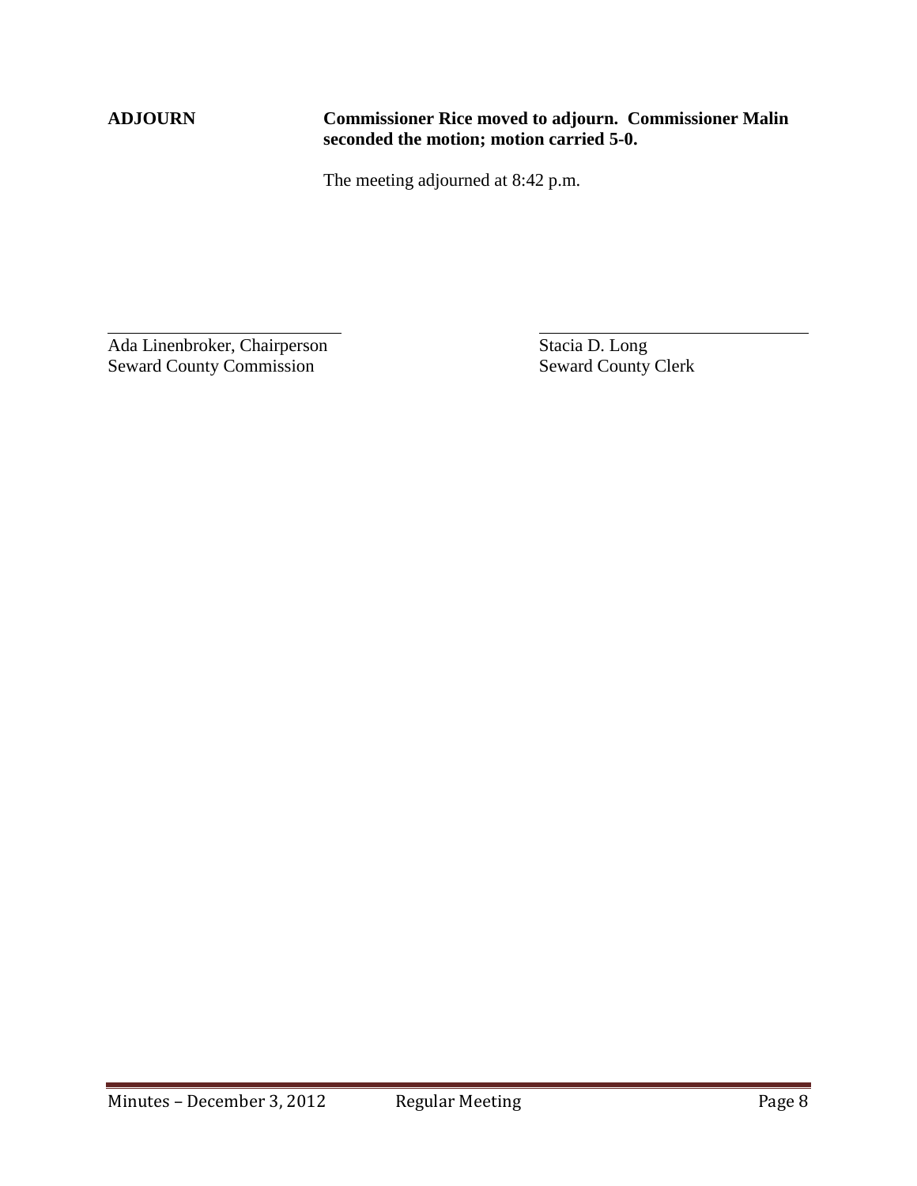**ADJOURN** **Commissioner Rice moved to adjourn. Commissioner Malin seconded the motion; motion carried 5-0.**

The meeting adjourned at 8:42 p.m.

| \_\_\_\_\_\_\_\_\_\_\_\_\_\_\_\_\_\_\_\_\_\_\_\_\_\_\_\_ | \_\_\_\_\_\_\_\_\_\_\_\_\_\_\_\_\_\_\_\_\_\_\_\_\_\_\_\_ |
|---|---|
| Ada Linenbroker, Chairperson | Stacia D. Long |
| Seward County Commission | Seward County Clerk |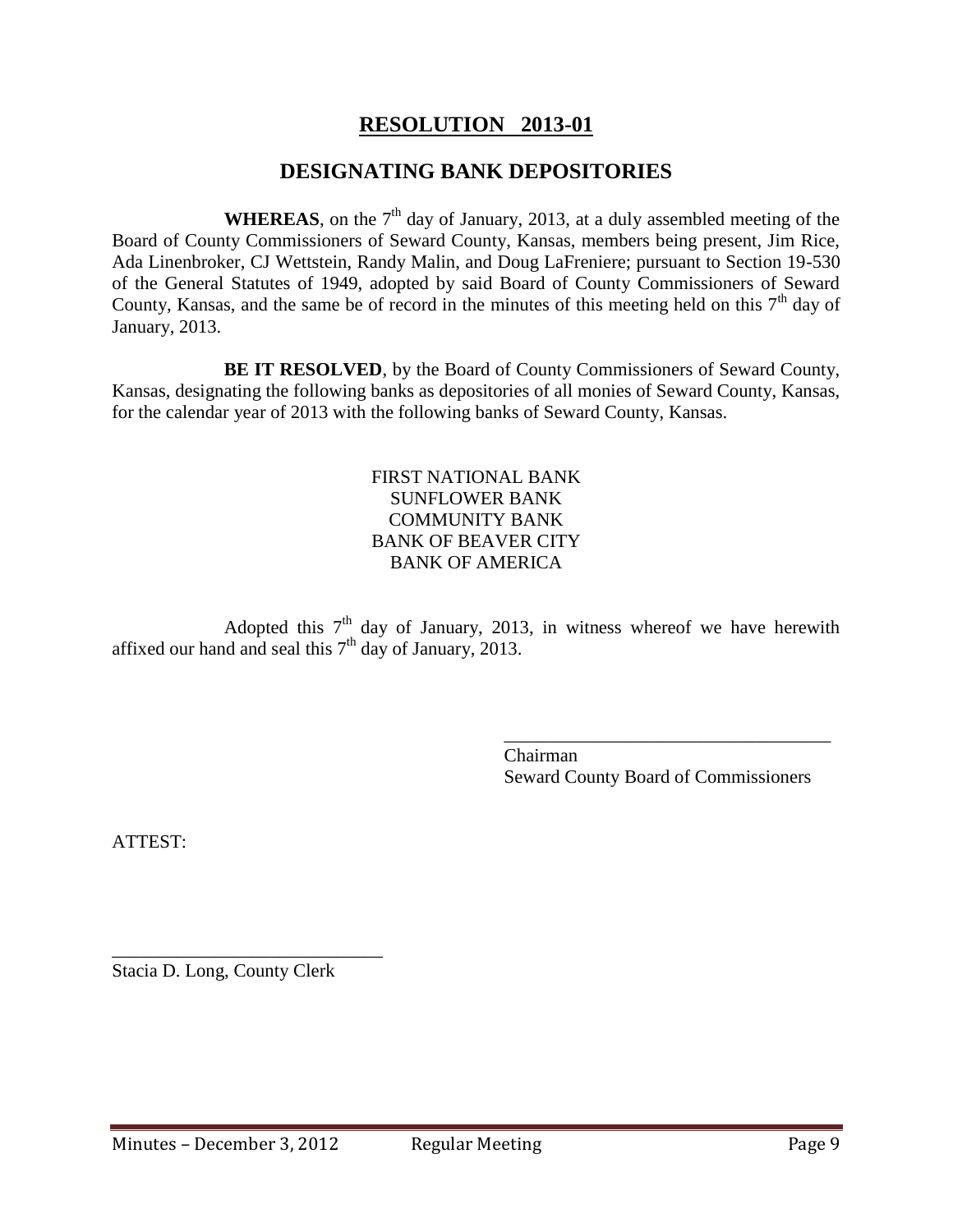# RESOLUTION 2013-01

## DESIGNATING BANK DEPOSITORIES

**WHEREAS**, on the 7th day of January, 2013, at a duly assembled meeting of the Board of County Commissioners of Seward County, Kansas, members being present, Jim Rice, Ada Linenbroker, CJ Wettstein, Randy Malin, and Doug LaFreniere; pursuant to Section 19-530 of the General Statutes of 1949, adopted by said Board of County Commissioners of Seward County, Kansas, and the same be of record in the minutes of this meeting held on this 7th day of January, 2013.

**BE IT RESOLVED**, by the Board of County Commissioners of Seward County, Kansas, designating the following banks as depositories of all monies of Seward County, Kansas, for the calendar year of 2013 with the following banks of Seward County, Kansas.

FIRST NATIONAL BANK
SUNFLOWER BANK
COMMUNITY BANK
BANK OF BEAVER CITY
BANK OF AMERICA

Adopted this 7th day of January, 2013, in witness whereof we have herewith affixed our hand and seal this 7th day of January, 2013.

\_\_\_\_\_\_\_\_\_\_\_\_\_\_\_\_\_\_\_\_\_\_\_\_\_\_\_\_\_\_\_\_\_\_\_\_
Chairman
Seward County Board of Commissioners

ATTEST:

\_\_\_\_\_\_\_\_\_\_\_\_\_\_\_\_\_\_\_\_\_\_\_\_\_\_\_\_\_\_
Stacia D. Long, County Clerk